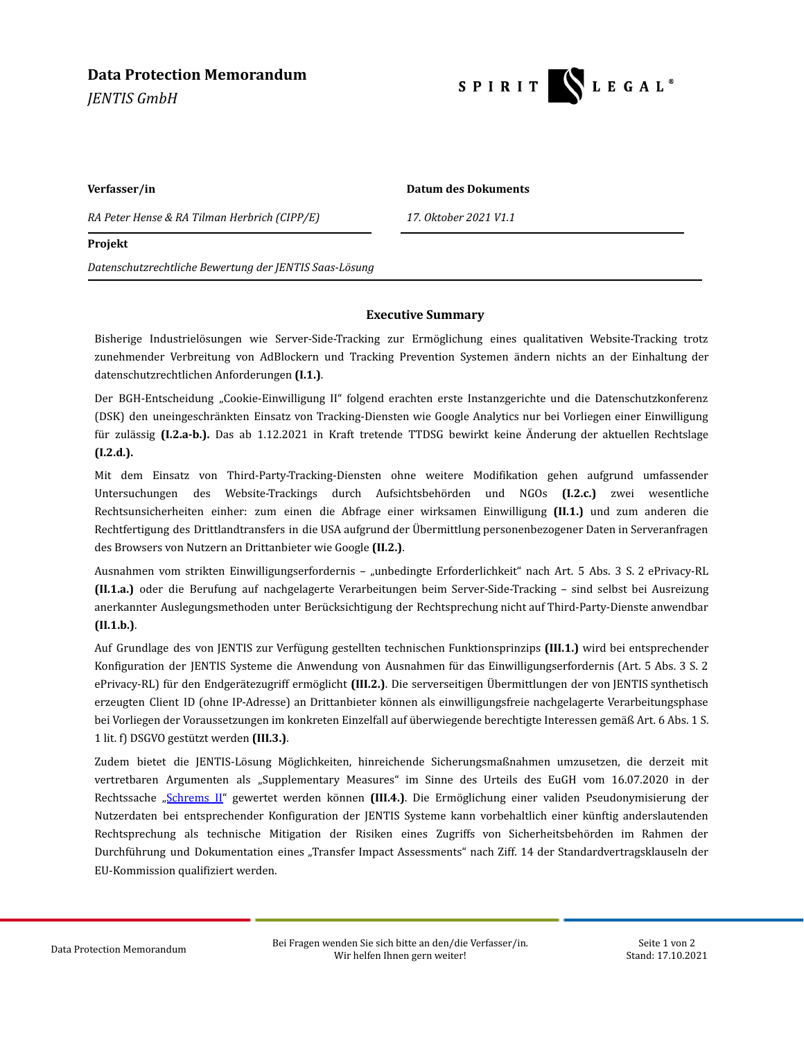# Data Protection Memorandum

*JENTIS GmbH*

SPIRIT LEGAL®

| **Verfasser/in** | **Datum des Dokuments** |
| --- | --- |
| *RA Peter Hense & RA Tilman Herbrich (CIPP/E)* | *17. Oktober 2021 V1.1* |

**Projekt**

*Datenschutzrechtliche Bewertung der JENTIS Saas-Lösung*

## Executive Summary

Bisherige Industrielösungen wie Server-Side-Tracking zur Ermöglichung eines qualitativen Website-Tracking trotz zunehmender Verbreitung von AdBlockern und Tracking Prevention Systemen ändern nichts an der Einhaltung der datenschutzrechtlichen Anforderungen **(I.1.)**.

Der BGH-Entscheidung „Cookie-Einwilligung II" folgend erachten erste Instanzgerichte und die Datenschutzkonferenz (DSK) den uneingeschränkten Einsatz von Tracking-Diensten wie Google Analytics nur bei Vorliegen einer Einwilligung für zulässig **(I.2.a-b.).** Das ab 1.12.2021 in Kraft tretende TTDSG bewirkt keine Änderung der aktuellen Rechtslage **(I.2.d.).**

Mit dem Einsatz von Third-Party-Tracking-Diensten ohne weitere Modifikation gehen aufgrund umfassender Untersuchungen des Website-Trackings durch Aufsichtsbehörden und NGOs **(I.2.c.)** zwei wesentliche Rechtsunsicherheiten einher: zum einen die Abfrage einer wirksamen Einwilligung **(II.1.)** und zum anderen die Rechtfertigung des Drittlandtransfers in die USA aufgrund der Übermittlung personenbezogener Daten in Serveranfragen des Browsers von Nutzern an Drittanbieter wie Google **(II.2.)**.

Ausnahmen vom strikten Einwilligungserfordernis – „unbedingte Erforderlichkeit" nach Art. 5 Abs. 3 S. 2 ePrivacy-RL **(II.1.a.)** oder die Berufung auf nachgelagerte Verarbeitungen beim Server-Side-Tracking – sind selbst bei Ausreizung anerkannter Auslegungsmethoden unter Berücksichtigung der Rechtsprechung nicht auf Third-Party-Dienste anwendbar **(II.1.b.)**.

Auf Grundlage des von JENTIS zur Verfügung gestellten technischen Funktionsprinzips **(III.1.)** wird bei entsprechender Konfiguration der JENTIS Systeme die Anwendung von Ausnahmen für das Einwilligungserfordernis (Art. 5 Abs. 3 S. 2 ePrivacy-RL) für den Endgerätezugriff ermöglicht **(III.2.)**. Die serverseitigen Übermittlungen der von JENTIS synthetisch erzeugten Client ID (ohne IP-Adresse) an Drittanbieter können als einwilligungsfreie nachgelagerte Verarbeitungsphase bei Vorliegen der Voraussetzungen im konkreten Einzelfall auf überwiegende berechtigte Interessen gemäß Art. 6 Abs. 1 S. 1 lit. f) DSGVO gestützt werden **(III.3.)**.

Zudem bietet die JENTIS-Lösung Möglichkeiten, hinreichende Sicherungsmaßnahmen umzusetzen, die derzeit mit vertretbaren Argumenten als „Supplementary Measures" im Sinne des Urteils des EuGH vom 16.07.2020 in der Rechtssache „Schrems II" gewertet werden können **(III.4.)**. Die Ermöglichung einer validen Pseudonymisierung der Nutzerdaten bei entsprechender Konfiguration der JENTIS Systeme kann vorbehaltlich einer künftig anderslautenden Rechtsprechung als technische Mitigation der Risiken eines Zugriffs von Sicherheitsbehörden im Rahmen der Durchführung und Dokumentation eines „Transfer Impact Assessments" nach Ziff. 14 der Standardvertragsklauseln der EU-Kommission qualifiziert werden.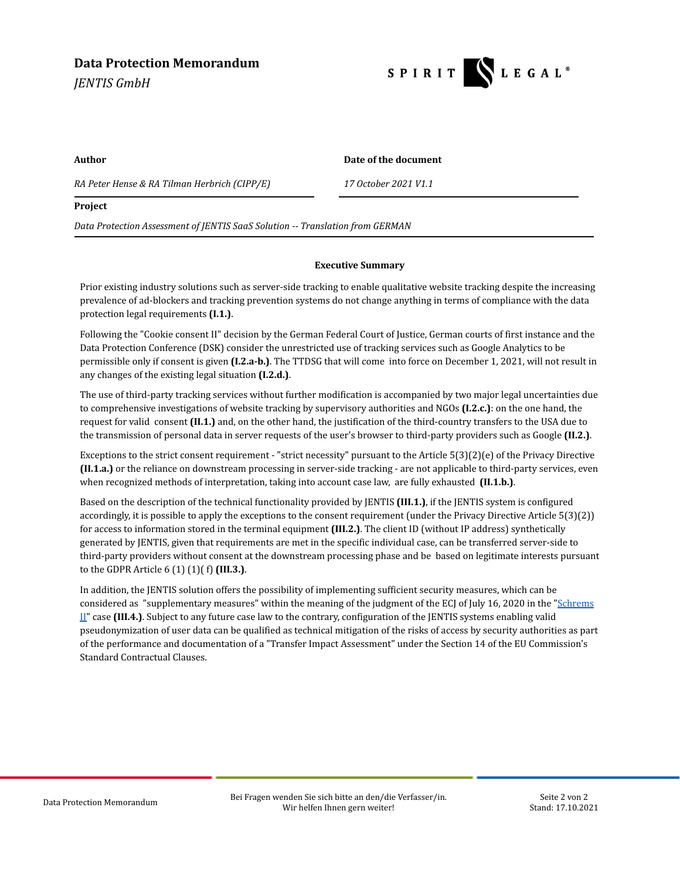# Data Protection Memorandum

*JENTIS GmbH*

SPIRIT LEGAL®

| Author | Date of the document |
| --- | --- |
| *RA Peter Hense & RA Tilman Herbrich (CIPP/E)* | *17 October 2021 V1.1* |

**Project**

*Data Protection Assessment of JENTIS SaaS Solution -- Translation from GERMAN*

## Executive Summary

Prior existing industry solutions such as server-side tracking to enable qualitative website tracking despite the increasing prevalence of ad-blockers and tracking prevention systems do not change anything in terms of compliance with the data protection legal requirements **(I.1.)**.

Following the "Cookie consent II" decision by the German Federal Court of Justice, German courts of first instance and the Data Protection Conference (DSK) consider the unrestricted use of tracking services such as Google Analytics to be permissible only if consent is given **(I.2.a-b.)**. The TTDSG that will come into force on December 1, 2021, will not result in any changes of the existing legal situation **(I.2.d.)**.

The use of third-party tracking services without further modification is accompanied by two major legal uncertainties due to comprehensive investigations of website tracking by supervisory authorities and NGOs **(I.2.c.)**: on the one hand, the request for valid consent **(II.1.)** and, on the other hand, the justification of the third-country transfers to the USA due to the transmission of personal data in server requests of the user's browser to third-party providers such as Google **(II.2.)**.

Exceptions to the strict consent requirement - "strict necessity" pursuant to the Article 5(3)(2)(e) of the Privacy Directive **(II.1.a.)** or the reliance on downstream processing in server-side tracking - are not applicable to third-party services, even when recognized methods of interpretation, taking into account case law, are fully exhausted **(II.1.b.)**.

Based on the description of the technical functionality provided by JENTIS **(III.1.)**, if the JENTIS system is configured accordingly, it is possible to apply the exceptions to the consent requirement (under the Privacy Directive Article 5(3)(2)) for access to information stored in the terminal equipment **(III.2.)**. The client ID (without IP address) synthetically generated by JENTIS, given that requirements are met in the specific individual case, can be transferred server-side to third-party providers without consent at the downstream processing phase and be based on legitimate interests pursuant to the GDPR Article 6 (1) (1)( f) **(III.3.)**.

In addition, the JENTIS solution offers the possibility of implementing sufficient security measures, which can be considered as "supplementary measures" within the meaning of the judgment of the ECJ of July 16, 2020 in the "Schrems II" case **(III.4.)**. Subject to any future case law to the contrary, configuration of the JENTIS systems enabling valid pseudonymization of user data can be qualified as technical mitigation of the risks of access by security authorities as part of the performance and documentation of a "Transfer Impact Assessment" under the Section 14 of the EU Commission's Standard Contractual Clauses.